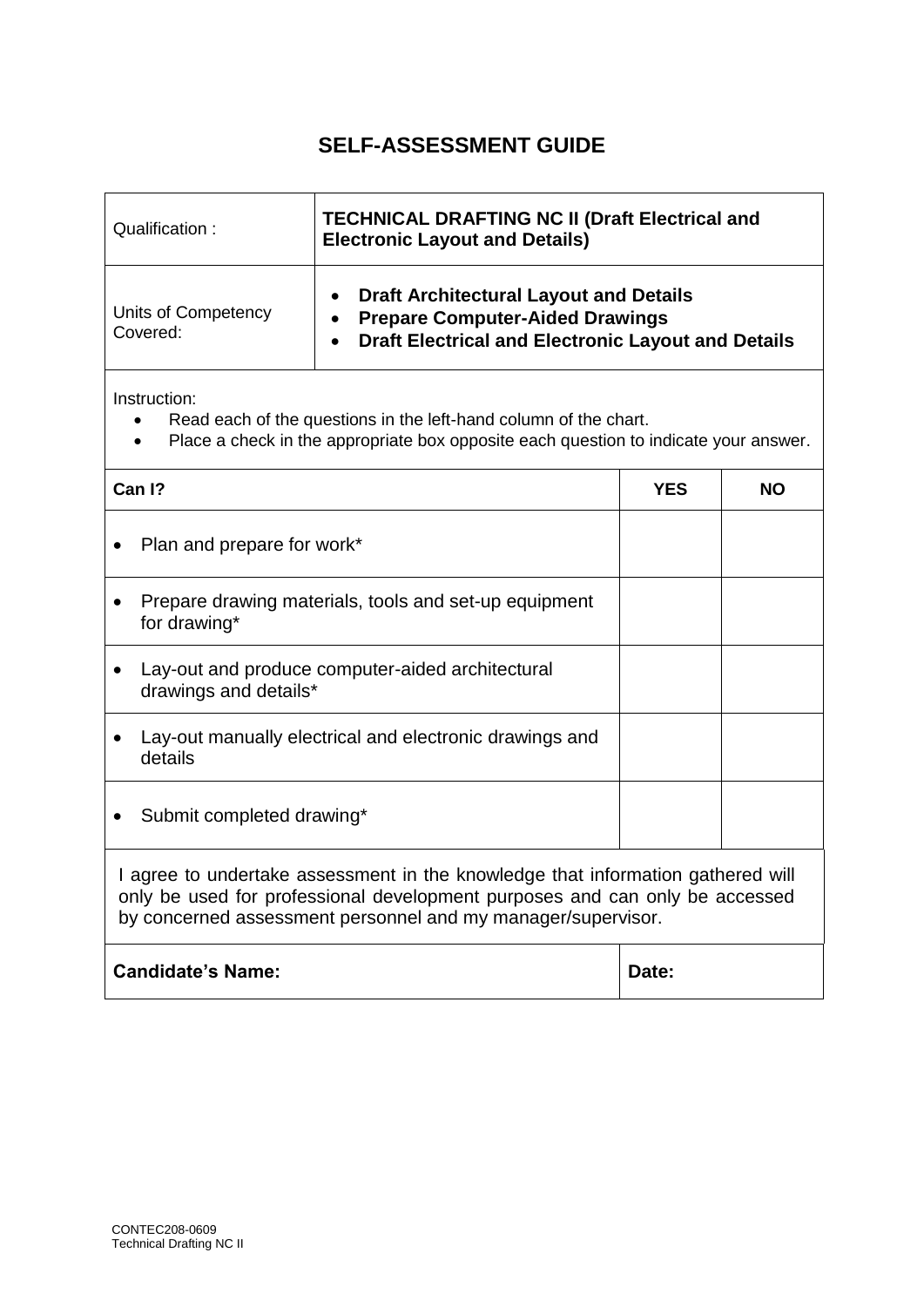# SELF-ASSESSMENT GUIDE

| Qualification : | **TECHNICAL DRAFTING NC II (Draft Electrical and Electronic Layout and Details)** |
| --- | --- |
| Units of Competency Covered: | • **Draft Architectural Layout and Details**<br>• **Prepare Computer-Aided Drawings**<br>• **Draft Electrical and Electronic Layout and Details** |

Instruction:

- Read each of the questions in the left-hand column of the chart.
- Place a check in the appropriate box opposite each question to indicate your answer.

| **Can I?** | **YES** | **NO** |
| --- | --- | --- |
| • Plan and prepare for work* | | |
| • Prepare drawing materials, tools and set-up equipment for drawing* | | |
| • Lay-out and produce computer-aided architectural drawings and details* | | |
| • Lay-out manually electrical and electronic drawings and details | | |
| • Submit completed drawing* | | |

I agree to undertake assessment in the knowledge that information gathered will only be used for professional development purposes and can only be accessed by concerned assessment personnel and my manager/supervisor.

| **Candidate's Name:** | **Date:** |
| --- | --- |
| | |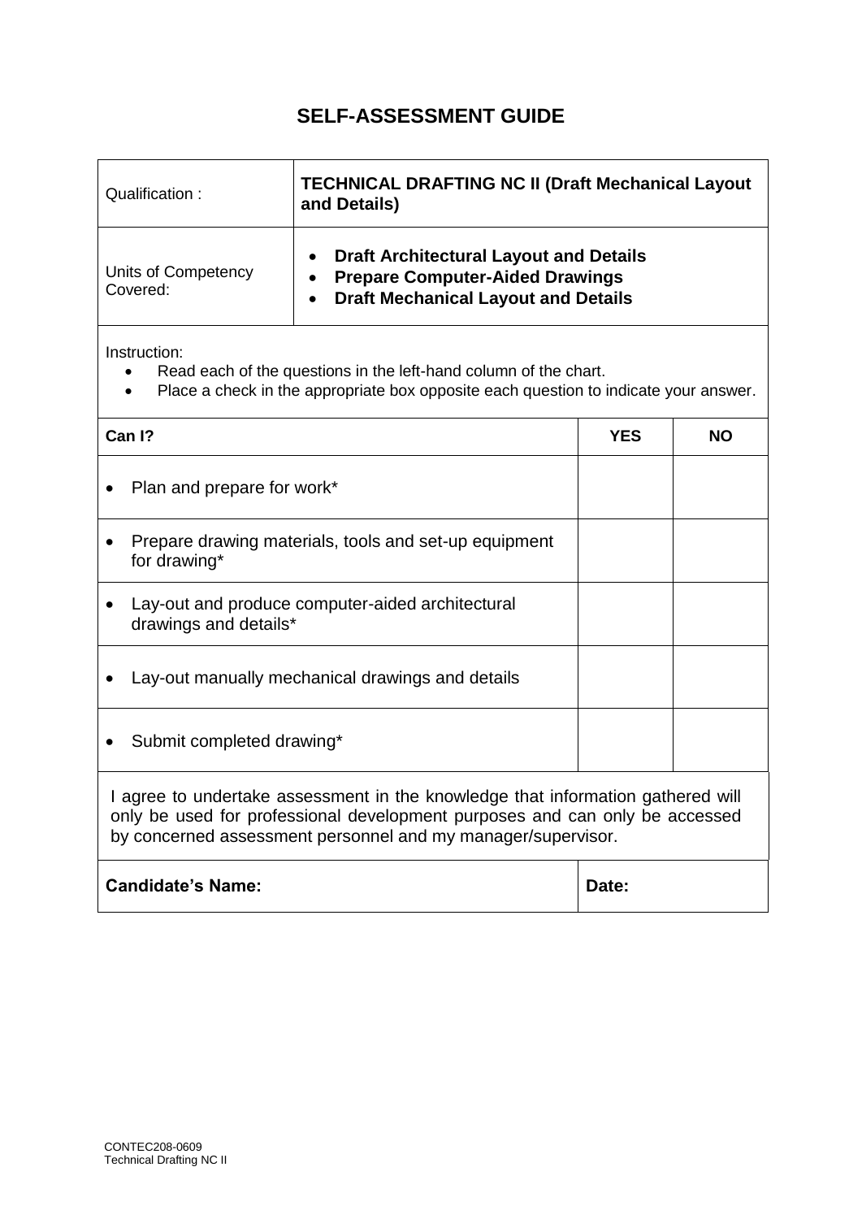# SELF-ASSESSMENT GUIDE

| Qualification : | **TECHNICAL DRAFTING NC II (Draft Mechanical Layout and Details)** |
|---|---|
| Units of Competency Covered: | • **Draft Architectural Layout and Details**<br>• **Prepare Computer-Aided Drawings**<br>• **Draft Mechanical Layout and Details** |

Instruction:

- Read each of the questions in the left-hand column of the chart.
- Place a check in the appropriate box opposite each question to indicate your answer.

| **Can I?** | **YES** | **NO** |
|---|---|---|
| • Plan and prepare for work* | | |
| • Prepare drawing materials, tools and set-up equipment for drawing* | | |
| • Lay-out and produce computer-aided architectural drawings and details* | | |
| • Lay-out manually mechanical drawings and details | | |
| • Submit completed drawing* | | |

I agree to undertake assessment in the knowledge that information gathered will only be used for professional development purposes and can only be accessed by concerned assessment personnel and my manager/supervisor.

| **Candidate's Name:** | **Date:** |
|---|---|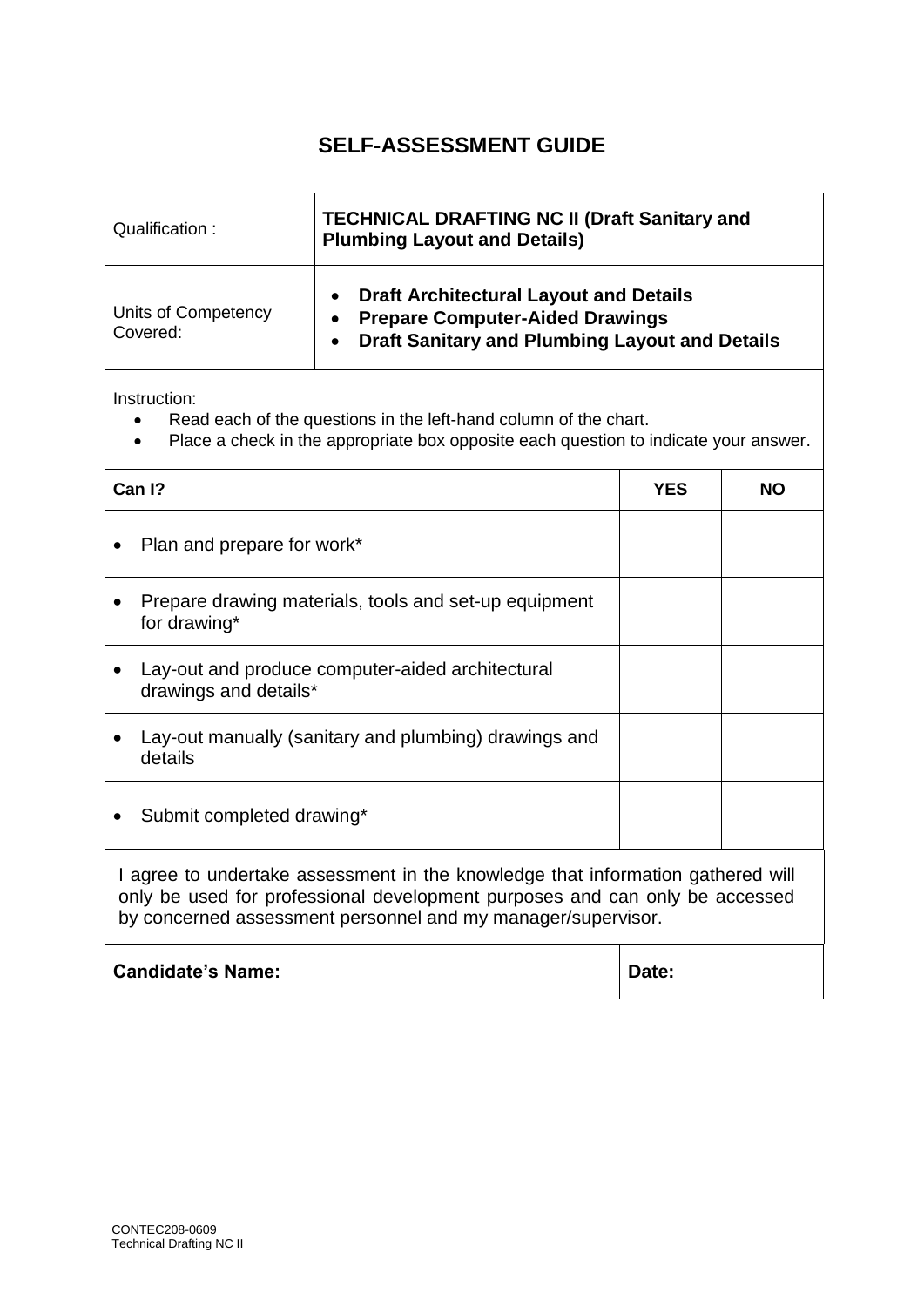# SELF-ASSESSMENT GUIDE

| Qualification : | **TECHNICAL DRAFTING NC II (Draft Sanitary and Plumbing Layout and Details)** |
|---|---|
| Units of Competency Covered: | • **Draft Architectural Layout and Details**<br>• **Prepare Computer-Aided Drawings**<br>• **Draft Sanitary and Plumbing Layout and Details** |

Instruction:

- Read each of the questions in the left-hand column of the chart.
- Place a check in the appropriate box opposite each question to indicate your answer.

| **Can I?** | **YES** | **NO** |
|---|---|---|
| • Plan and prepare for work* | | |
| • Prepare drawing materials, tools and set-up equipment for drawing* | | |
| • Lay-out and produce computer-aided architectural drawings and details* | | |
| • Lay-out manually (sanitary and plumbing) drawings and details | | |
| • Submit completed drawing* | | |

I agree to undertake assessment in the knowledge that information gathered will only be used for professional development purposes and can only be accessed by concerned assessment personnel and my manager/supervisor.

| **Candidate's Name:** | **Date:** |
|---|---|
| | |

CONTEC208-0609
Technical Drafting NC II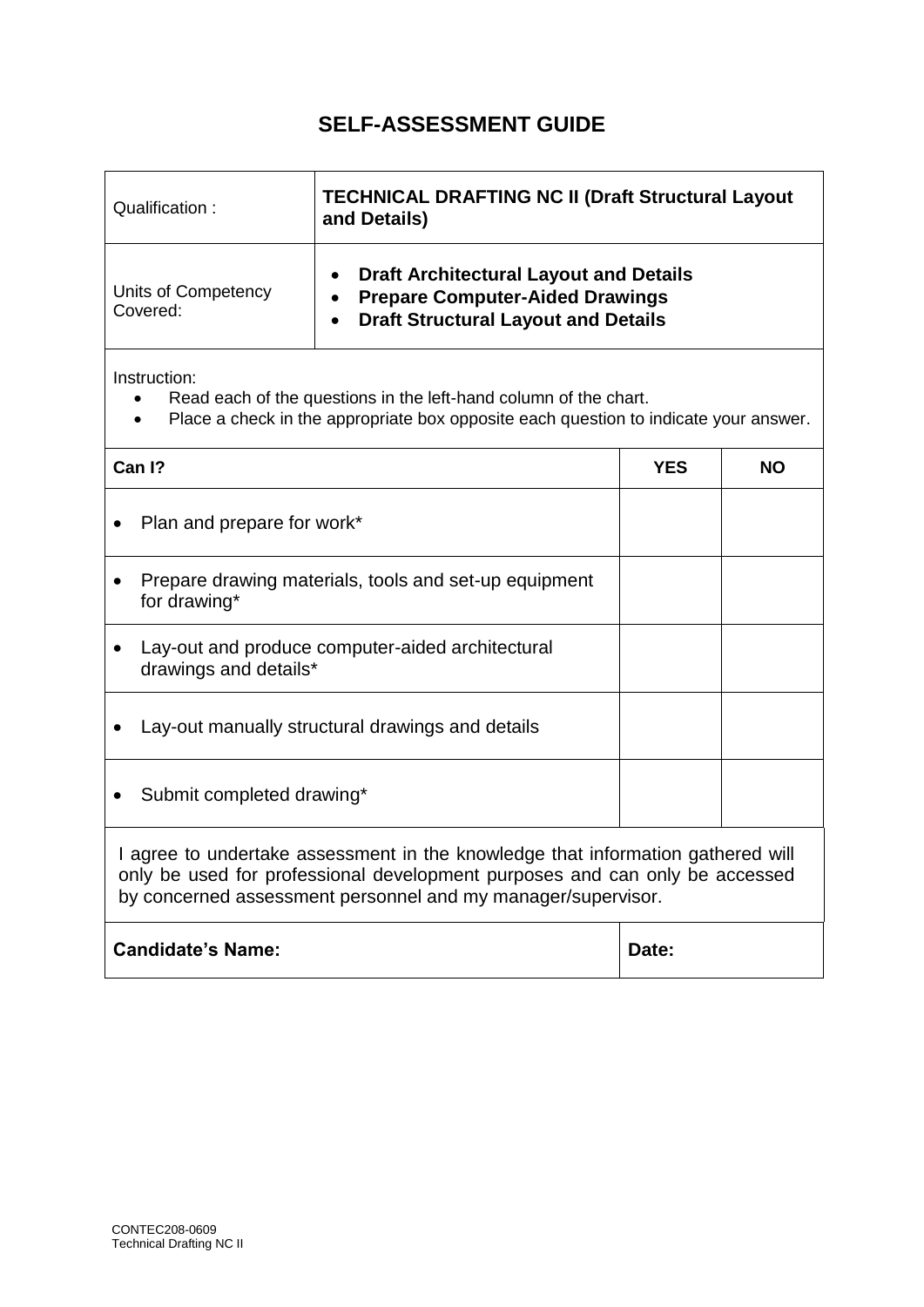# SELF-ASSESSMENT GUIDE

| | |
|---|---|
| Qualification : | **TECHNICAL DRAFTING NC II (Draft Structural Layout and Details)** |
| Units of Competency Covered: | • **Draft Architectural Layout and Details**<br>• **Prepare Computer-Aided Drawings**<br>• **Draft Structural Layout and Details** |

Instruction:

- Read each of the questions in the left-hand column of the chart.
- Place a check in the appropriate box opposite each question to indicate your answer.

| **Can I?** | **YES** | **NO** |
|---|---|---|
| • Plan and prepare for work* | | |
| • Prepare drawing materials, tools and set-up equipment for drawing* | | |
| • Lay-out and produce computer-aided architectural drawings and details* | | |
| • Lay-out manually structural drawings and details | | |
| • Submit completed drawing* | | |

I agree to undertake assessment in the knowledge that information gathered will only be used for professional development purposes and can only be accessed by concerned assessment personnel and my manager/supervisor.

| | |
|---|---|
| **Candidate's Name:** | **Date:** |